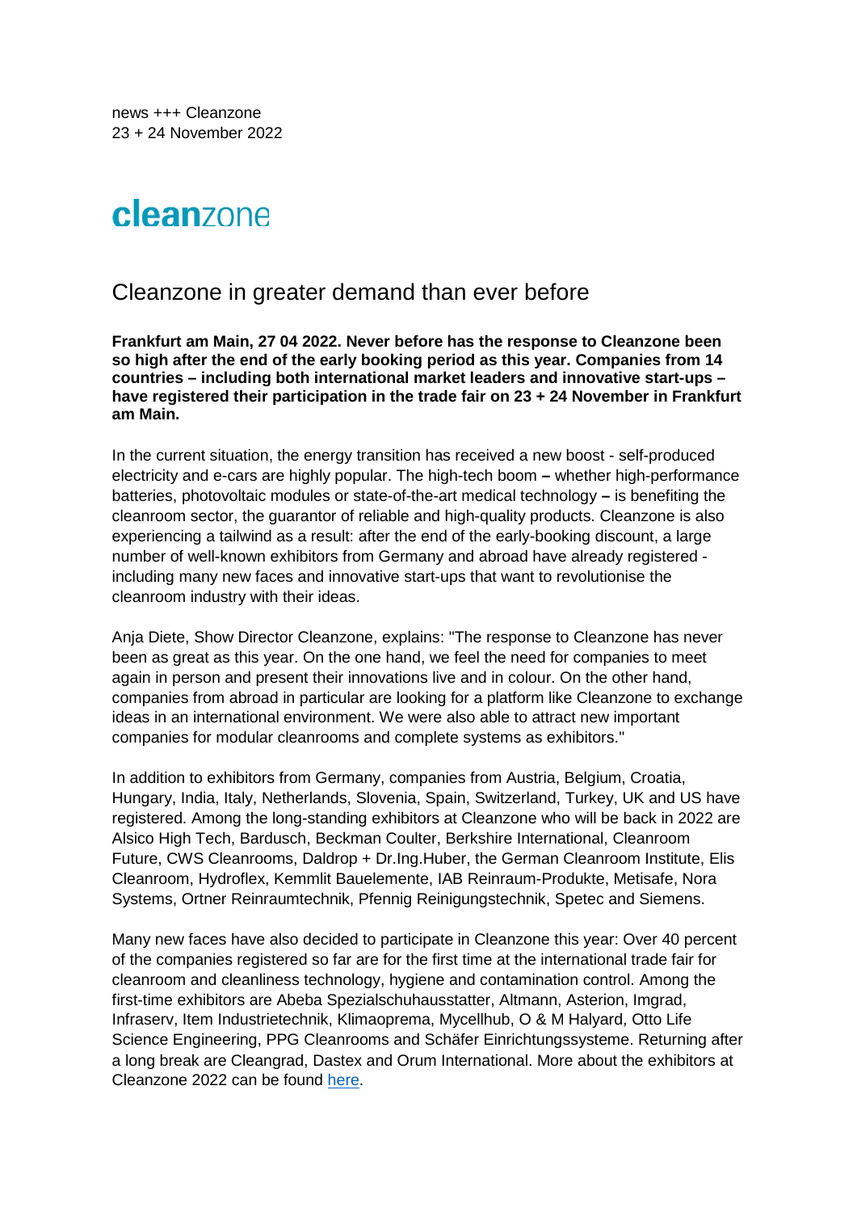news +++ Cleanzone
23 + 24 November 2022

# cleanzone

## Cleanzone in greater demand than ever before

**Frankfurt am Main, 27 04 2022. Never before has the response to Cleanzone been so high after the end of the early booking period as this year. Companies from 14 countries – including both international market leaders and innovative start-ups – have registered their participation in the trade fair on 23 + 24 November in Frankfurt am Main.**

In the current situation, the energy transition has received a new boost - self-produced electricity and e-cars are highly popular. The high-tech boom **–** whether high-performance batteries, photovoltaic modules or state-of-the-art medical technology **–** is benefiting the cleanroom sector, the guarantor of reliable and high-quality products. Cleanzone is also experiencing a tailwind as a result: after the end of the early-booking discount, a large number of well-known exhibitors from Germany and abroad have already registered - including many new faces and innovative start-ups that want to revolutionise the cleanroom industry with their ideas.

Anja Diete, Show Director Cleanzone, explains: "The response to Cleanzone has never been as great as this year. On the one hand, we feel the need for companies to meet again in person and present their innovations live and in colour. On the other hand, companies from abroad in particular are looking for a platform like Cleanzone to exchange ideas in an international environment. We were also able to attract new important companies for modular cleanrooms and complete systems as exhibitors."

In addition to exhibitors from Germany, companies from Austria, Belgium, Croatia, Hungary, India, Italy, Netherlands, Slovenia, Spain, Switzerland, Turkey, UK and US have registered. Among the long-standing exhibitors at Cleanzone who will be back in 2022 are Alsico High Tech, Bardusch, Beckman Coulter, Berkshire International, Cleanroom Future, CWS Cleanrooms, Daldrop + Dr.Ing.Huber, the German Cleanroom Institute, Elis Cleanroom, Hydroflex, Kemmlit Bauelemente, IAB Reinraum-Produkte, Metisafe, Nora Systems, Ortner Reinraumtechnik, Pfennig Reinigungstechnik, Spetec and Siemens.

Many new faces have also decided to participate in Cleanzone this year: Over 40 percent of the companies registered so far are for the first time at the international trade fair for cleanroom and cleanliness technology, hygiene and contamination control. Among the first-time exhibitors are Abeba Spezialschuhausstatter, Altmann, Asterion, Imgrad, Infraserv, Item Industrietechnik, Klimaoprema, Mycellhub, O & M Halyard, Otto Life Science Engineering, PPG Cleanrooms and Schäfer Einrichtungssysteme. Returning after a long break are Cleangrad, Dastex and Orum International. More about the exhibitors at Cleanzone 2022 can be found here.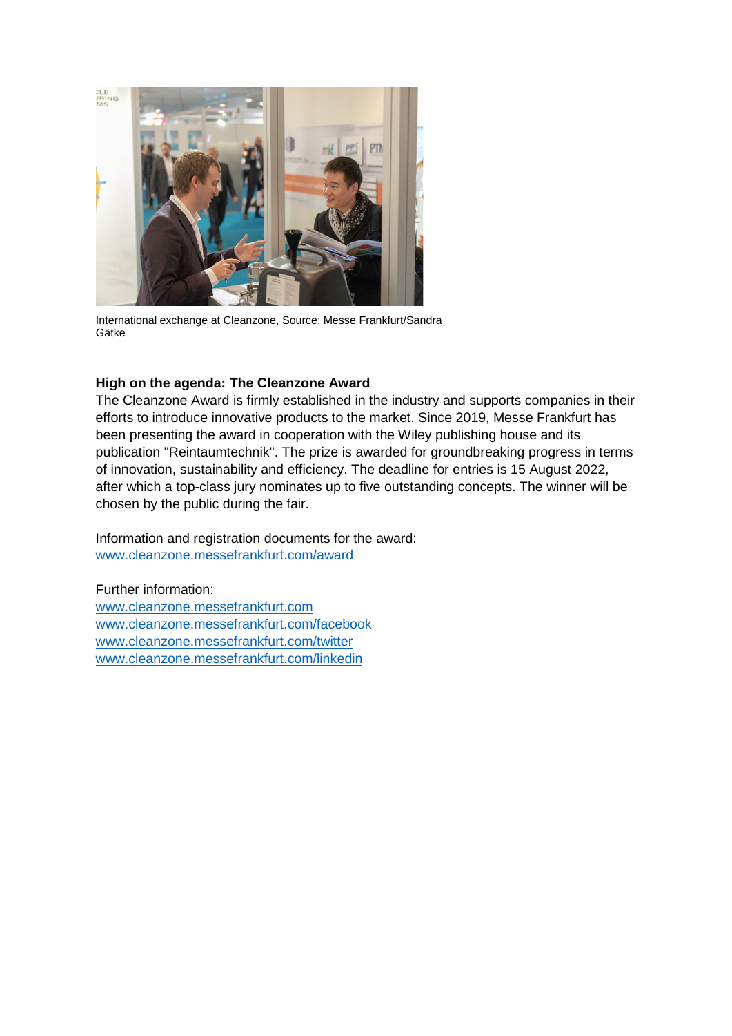International exchange at Cleanzone, Source: Messe Frankfurt/Sandra Gätke

**High on the agenda: The Cleanzone Award**

The Cleanzone Award is firmly established in the industry and supports companies in their efforts to introduce innovative products to the market. Since 2019, Messe Frankfurt has been presenting the award in cooperation with the Wiley publishing house and its publication "Reintaumtechnik". The prize is awarded for groundbreaking progress in terms of innovation, sustainability and efficiency. The deadline for entries is 15 August 2022, after which a top-class jury nominates up to five outstanding concepts. The winner will be chosen by the public during the fair.

Information and registration documents for the award:
www.cleanzone.messefrankfurt.com/award

Further information:
www.cleanzone.messefrankfurt.com
www.cleanzone.messefrankfurt.com/facebook
www.cleanzone.messefrankfurt.com/twitter
www.cleanzone.messefrankfurt.com/linkedin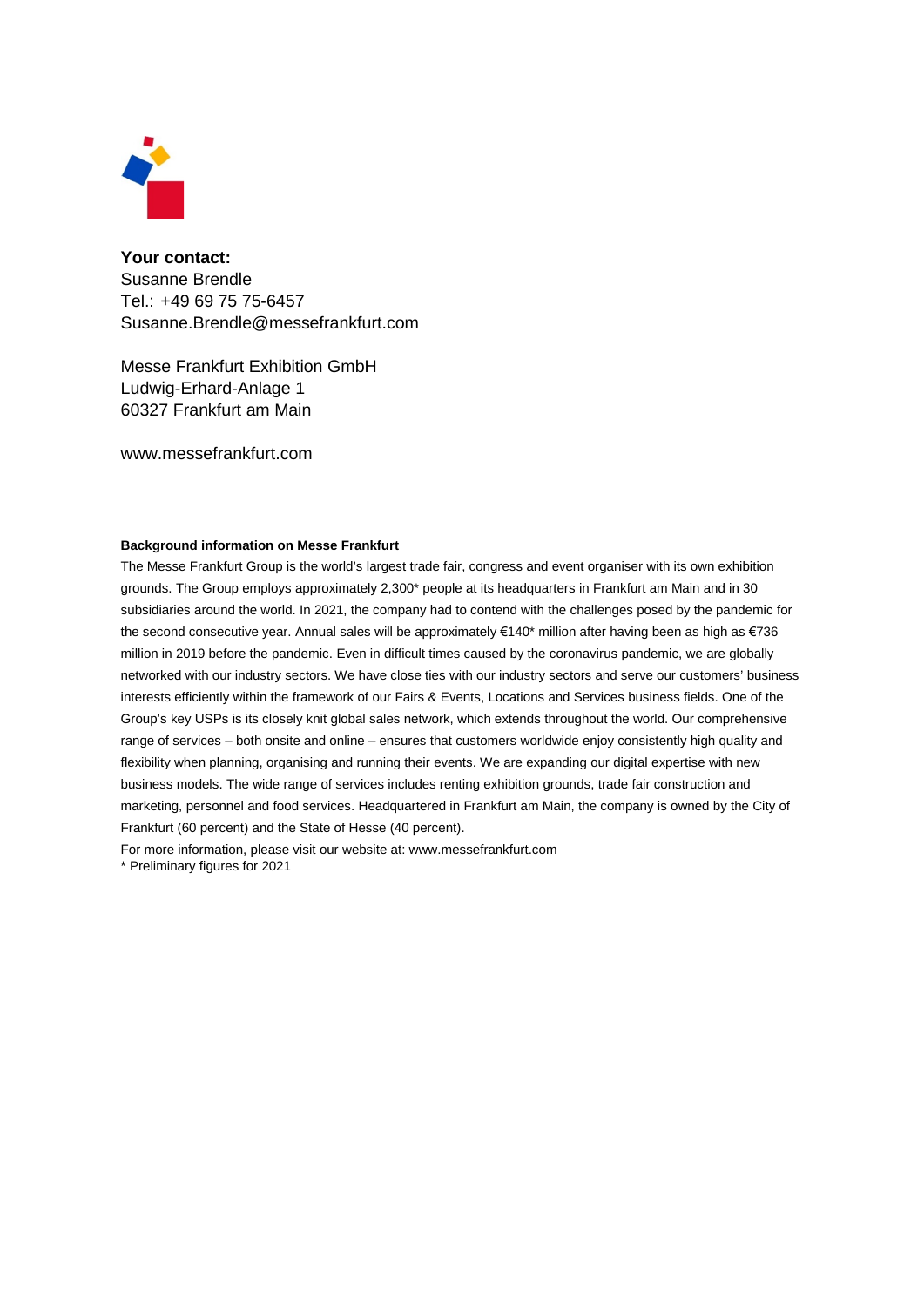**Your contact:**
Susanne Brendle
Tel.: +49 69 75 75-6457
Susanne.Brendle@messefrankfurt.com

Messe Frankfurt Exhibition GmbH
Ludwig-Erhard-Anlage 1
60327 Frankfurt am Main

www.messefrankfurt.com

**Background information on Messe Frankfurt**

The Messe Frankfurt Group is the world's largest trade fair, congress and event organiser with its own exhibition grounds. The Group employs approximately 2,300* people at its headquarters in Frankfurt am Main and in 30 subsidiaries around the world. In 2021, the company had to contend with the challenges posed by the pandemic for the second consecutive year. Annual sales will be approximately €140* million after having been as high as €736 million in 2019 before the pandemic. Even in difficult times caused by the coronavirus pandemic, we are globally networked with our industry sectors. We have close ties with our industry sectors and serve our customers' business interests efficiently within the framework of our Fairs & Events, Locations and Services business fields. One of the Group's key USPs is its closely knit global sales network, which extends throughout the world. Our comprehensive range of services – both onsite and online – ensures that customers worldwide enjoy consistently high quality and flexibility when planning, organising and running their events. We are expanding our digital expertise with new business models. The wide range of services includes renting exhibition grounds, trade fair construction and marketing, personnel and food services. Headquartered in Frankfurt am Main, the company is owned by the City of Frankfurt (60 percent) and the State of Hesse (40 percent).

For more information, please visit our website at: www.messefrankfurt.com
* Preliminary figures for 2021